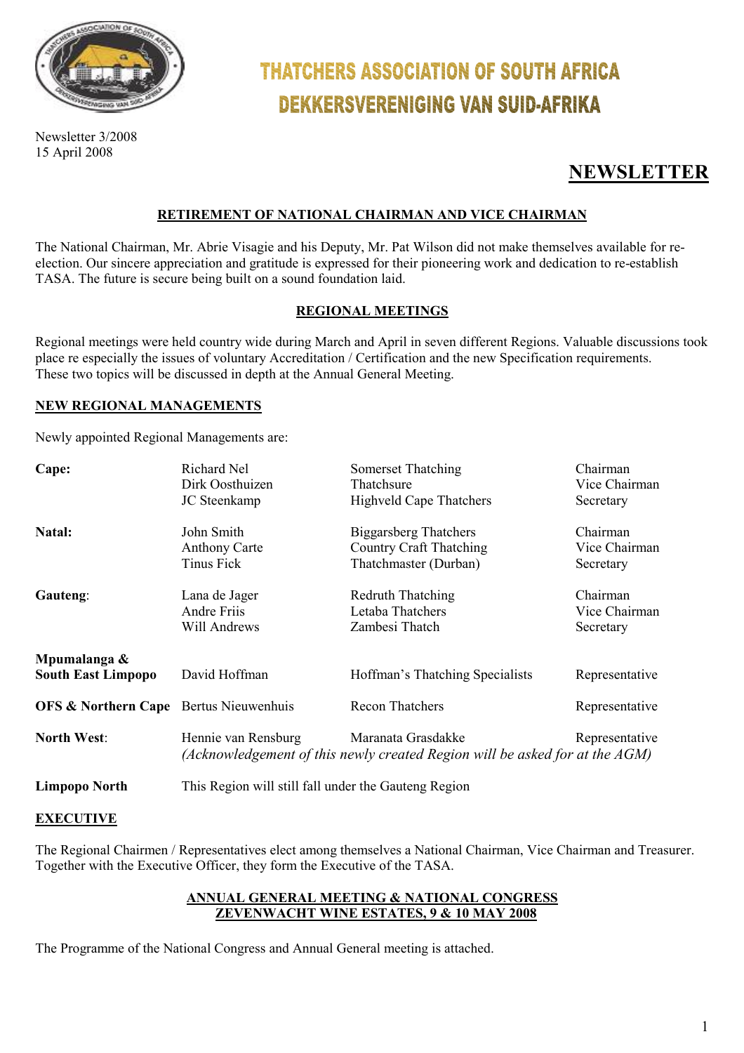# THATCHERS ASSOCIATION OF SOUTH AFRICA
# DEKKERSVERENIGING VAN SUID-AFRIKA

Newsletter 3/2008
15 April 2008

## NEWSLETTER

### RETIREMENT OF NATIONAL CHAIRMAN AND VICE CHAIRMAN

The National Chairman, Mr. Abrie Visagie and his Deputy, Mr. Pat Wilson did not make themselves available for re-election. Our sincere appreciation and gratitude is expressed for their pioneering work and dedication to re-establish TASA. The future is secure being built on a sound foundation laid.

### REGIONAL MEETINGS

Regional meetings were held country wide during March and April in seven different Regions. Valuable discussions took place re especially the issues of voluntary Accreditation / Certification and the new Specification requirements. These two topics will be discussed in depth at the Annual General Meeting.

### NEW REGIONAL MANAGEMENTS

Newly appointed Regional Managements are:

| | | | |
|---|---|---|---|
| **Cape:** | Richard Nel | Somerset Thatching | Chairman |
| | Dirk Oosthuizen | Thatchsure | Vice Chairman |
| | JC Steenkamp | Highveld Cape Thatchers | Secretary |
| **Natal:** | John Smith | Biggarsberg Thatchers | Chairman |
| | Anthony Carte | Country Craft Thatching | Vice Chairman |
| | Tinus Fick | Thatchmaster (Durban) | Secretary |
| **Gauteng**: | Lana de Jager | Redruth Thatching | Chairman |
| | Andre Friis | Letaba Thatchers | Vice Chairman |
| | Will Andrews | Zambesi Thatch | Secretary |
| **Mpumalanga & South East Limpopo** | David Hoffman | Hoffman's Thatching Specialists | Representative |
| **OFS & Northern Cape** | Bertus Nieuwenhuis | Recon Thatchers | Representative |
| **North West**: | Hennie van Rensburg | Maranata Grasdakke | Representative |
| | *(Acknowledgement of this newly created Region will be asked for at the AGM)* | | |
| **Limpopo North** | This Region will still fall under the Gauteng Region | | |

### EXECUTIVE

The Regional Chairmen / Representatives elect among themselves a National Chairman, Vice Chairman and Treasurer. Together with the Executive Officer, they form the Executive of the TASA.

### ANNUAL GENERAL MEETING & NATIONAL CONGRESS
### ZEVENWACHT WINE ESTATES, 9 & 10 MAY 2008

The Programme of the National Congress and Annual General meeting is attached.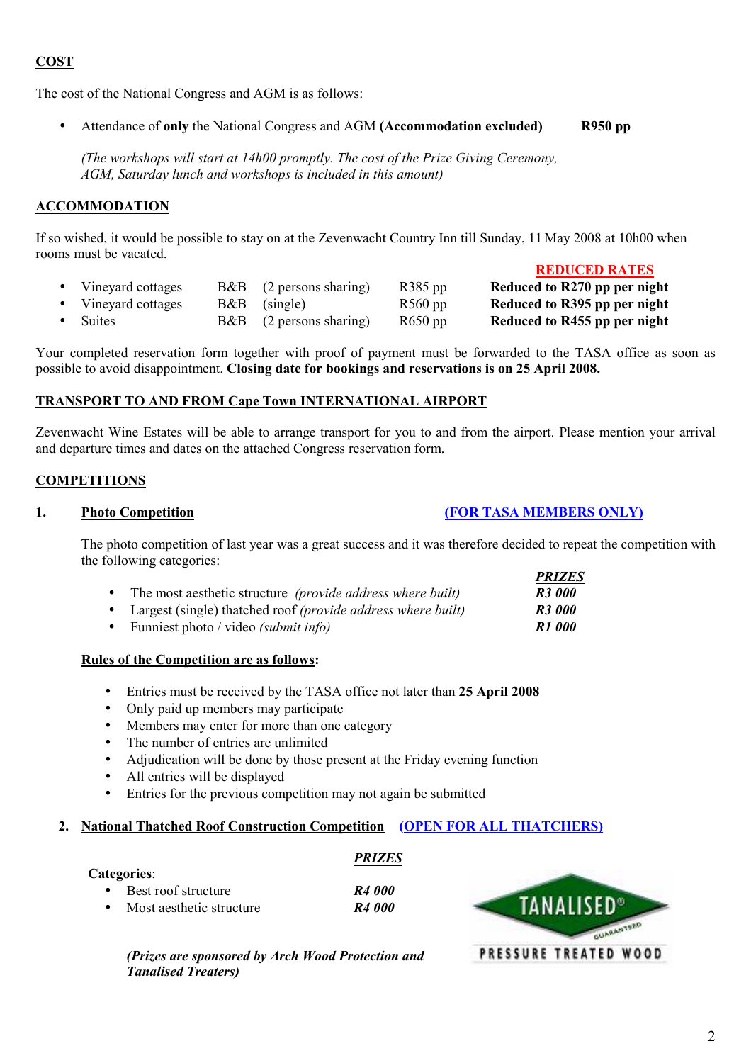## COST

The cost of the National Congress and AGM is as follows:

- Attendance of **only** the National Congress and AGM **(Accommodation excluded)** **R950 pp**

  *(The workshops will start at 14h00 promptly. The cost of the Prize Giving Ceremony, AGM, Saturday lunch and workshops is included in this amount)*

## ACCOMMODATION

If so wished, it would be possible to stay on at the Zevenwacht Country Inn till Sunday, 11 May 2008 at 10h00 when rooms must be vacated.

| | | | | **REDUCED RATES** |
|---|---|---|---|---|
| Vineyard cottages | B&B | (2 persons sharing) | R385 pp | **Reduced to R270 pp per night** |
| Vineyard cottages | B&B | (single) | R560 pp | **Reduced to R395 pp per night** |
| Suites | B&B | (2 persons sharing) | R650 pp | **Reduced to R455 pp per night** |

Your completed reservation form together with proof of payment must be forwarded to the TASA office as soon as possible to avoid disappointment. **Closing date for bookings and reservations is on 25 April 2008.**

## TRANSPORT TO AND FROM Cape Town INTERNATIONAL AIRPORT

Zevenwacht Wine Estates will be able to arrange transport for you to and from the airport. Please mention your arrival and departure times and dates on the attached Congress reservation form.

## COMPETITIONS

### 1. Photo Competition (FOR TASA MEMBERS ONLY)

The photo competition of last year was a great success and it was therefore decided to repeat the competition with the following categories:

| | ***PRIZES*** |
|---|---|
| The most aesthetic structure *(provide address where built)* | ***R3 000*** |
| Largest (single) thatched roof *(provide address where built)* | ***R3 000*** |
| Funniest photo / video *(submit info)* | ***R1 000*** |

**Rules of the Competition are as follows:**

- Entries must be received by the TASA office not later than **25 April 2008**
- Only paid up members may participate
- Members may enter for more than one category
- The number of entries are unlimited
- Adjudication will be done by those present at the Friday evening function
- All entries will be displayed
- Entries for the previous competition may not again be submitted

### 2. National Thatched Roof Construction Competition (OPEN FOR ALL THATCHERS)

**Categories**:

| | ***PRIZES*** |
|---|---|
| Best roof structure | ***R4 000*** |
| Most aesthetic structure | ***R4 000*** |

***(Prizes are sponsored by Arch Wood Protection and Tanalised Treaters)***

TANALISED® GUARANTEED
PRESSURE TREATED WOOD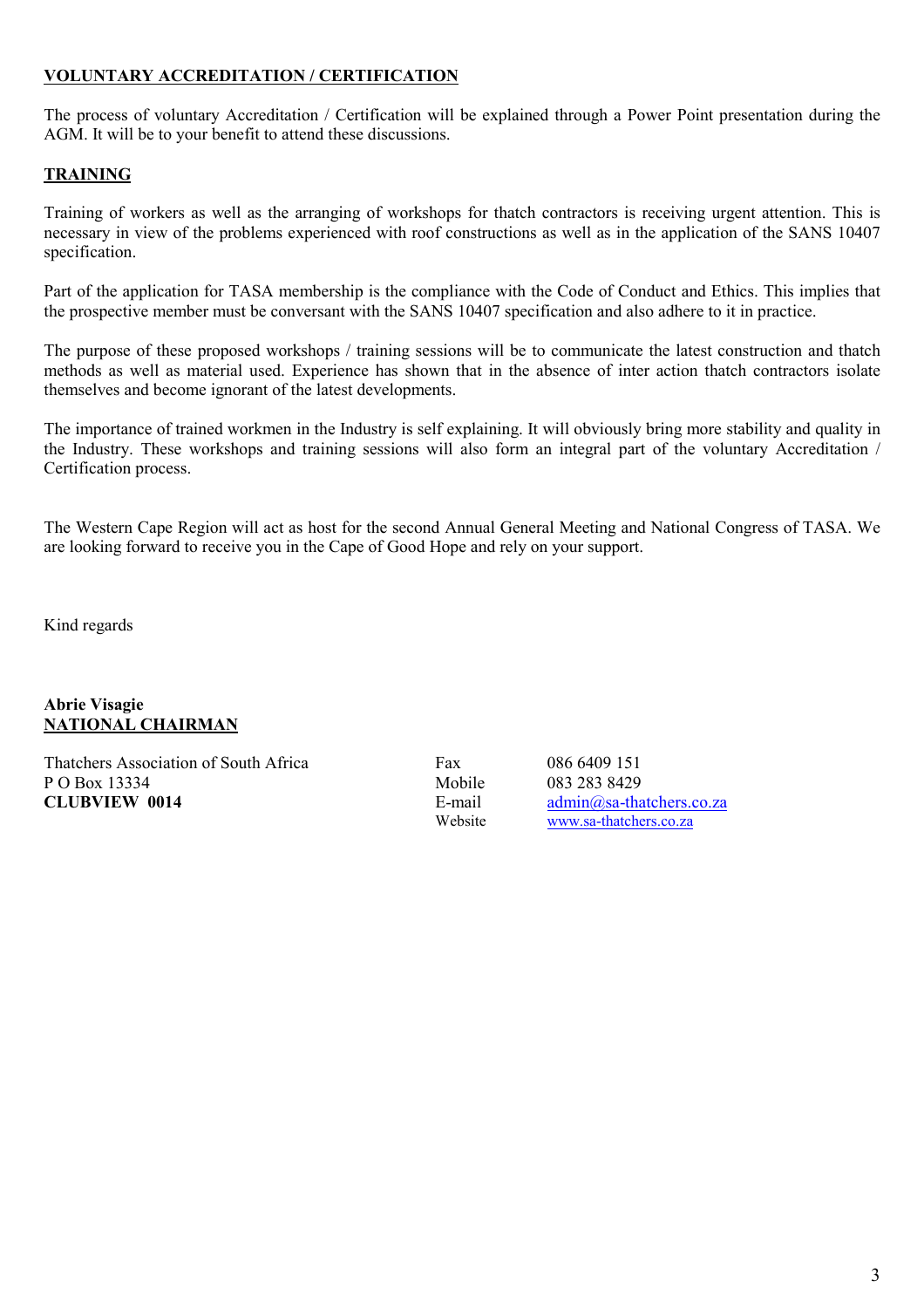## VOLUNTARY ACCREDITATION / CERTIFICATION

The process of voluntary Accreditation / Certification will be explained through a Power Point presentation during the AGM. It will be to your benefit to attend these discussions.

## TRAINING

Training of workers as well as the arranging of workshops for thatch contractors is receiving urgent attention. This is necessary in view of the problems experienced with roof constructions as well as in the application of the SANS 10407 specification.

Part of the application for TASA membership is the compliance with the Code of Conduct and Ethics. This implies that the prospective member must be conversant with the SANS 10407 specification and also adhere to it in practice.

The purpose of these proposed workshops / training sessions will be to communicate the latest construction and thatch methods as well as material used. Experience has shown that in the absence of inter action thatch contractors isolate themselves and become ignorant of the latest developments.

The importance of trained workmen in the Industry is self explaining. It will obviously bring more stability and quality in the Industry. These workshops and training sessions will also form an integral part of the voluntary Accreditation / Certification process.

The Western Cape Region will act as host for the second Annual General Meeting and National Congress of TASA. We are looking forward to receive you in the Cape of Good Hope and rely on your support.

Kind regards

**Abrie Visagie**
**NATIONAL CHAIRMAN**

Thatchers Association of South Africa
P O Box 13334
**CLUBVIEW 0014**

Fax 086 6409 151
Mobile 083 283 8429
E-mail admin@sa-thatchers.co.za
Website www.sa-thatchers.co.za